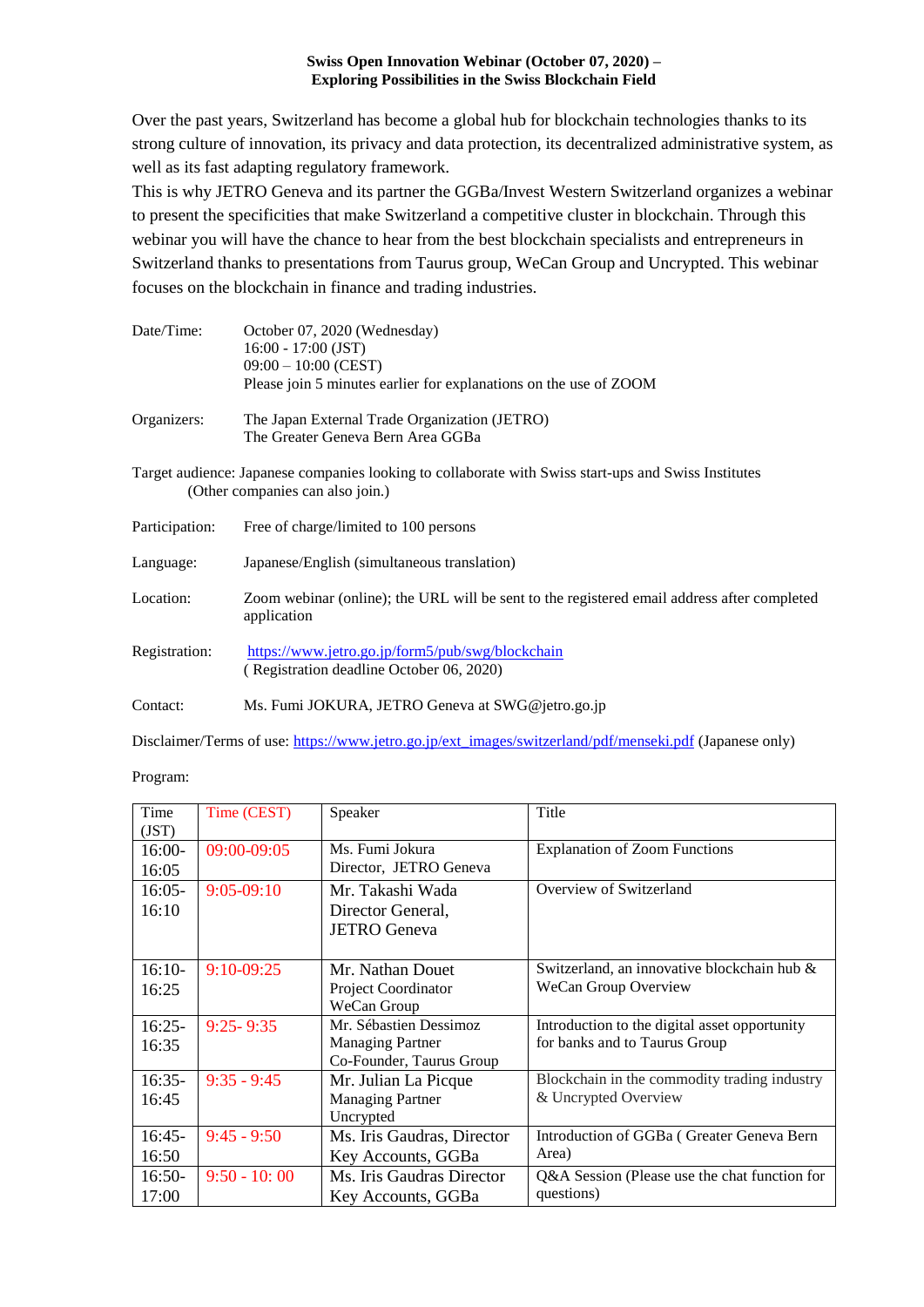**Swiss Open Innovation Webinar (October 07, 2020) –**
**Exploring Possibilities in the Swiss Blockchain Field**

Over the past years, Switzerland has become a global hub for blockchain technologies thanks to its strong culture of innovation, its privacy and data protection, its decentralized administrative system, as well as its fast adapting regulatory framework.
This is why JETRO Geneva and its partner the GGBa/Invest Western Switzerland organizes a webinar to present the specificities that make Switzerland a competitive cluster in blockchain. Through this webinar you will have the chance to hear from the best blockchain specialists and entrepreneurs in Switzerland thanks to presentations from Taurus group, WeCan Group and Uncrypted. This webinar focuses on the blockchain in finance and trading industries.

Date/Time: October 07, 2020 (Wednesday)
16:00 - 17:00 (JST)
09:00 – 10:00 (CEST)
Please join 5 minutes earlier for explanations on the use of ZOOM

Organizers: The Japan External Trade Organization (JETRO)
The Greater Geneva Bern Area GGBa

Target audience: Japanese companies looking to collaborate with Swiss start-ups and Swiss Institutes
(Other companies can also join.)

Participation: Free of charge/limited to 100 persons

Language: Japanese/English (simultaneous translation)

Location: Zoom webinar (online); the URL will be sent to the registered email address after completed application

Registration: https://www.jetro.go.jp/form5/pub/swg/blockchain
( Registration deadline October 06, 2020)

Contact: Ms. Fumi JOKURA, JETRO Geneva at SWG@jetro.go.jp

Disclaimer/Terms of use: https://www.jetro.go.jp/ext_images/switzerland/pdf/menseki.pdf (Japanese only)

Program:

| Time (JST) | Time (CEST) | Speaker | Title |
|---|---|---|---|
| 16:00-16:05 | 09:00-09:05 | Ms. Fumi Jokura<br>Director, JETRO Geneva | Explanation of Zoom Functions |
| 16:05-16:10 | 9:05-09:10 | Mr. Takashi Wada<br>Director General,<br>JETRO Geneva | Overview of Switzerland |
| 16:10-16:25 | 9:10-09:25 | Mr. Nathan Douet<br>Project Coordinator<br>WeCan Group | Switzerland, an innovative blockchain hub & WeCan Group Overview |
| 16:25-16:35 | 9:25- 9:35 | Mr. Sébastien Dessimoz<br>Managing Partner<br>Co-Founder, Taurus Group | Introduction to the digital asset opportunity for banks and to Taurus Group |
| 16:35-16:45 | 9:35 - 9:45 | Mr. Julian La Picque<br>Managing Partner<br>Uncrypted | Blockchain in the commodity trading industry & Uncrypted Overview |
| 16:45-16:50 | 9:45 - 9:50 | Ms. Iris Gaudras, Director<br>Key Accounts, GGBa | Introduction of GGBa ( Greater Geneva Bern Area) |
| 16:50-17:00 | 9:50 - 10: 00 | Ms. Iris Gaudras Director<br>Key Accounts, GGBa | Q&A Session (Please use the chat function for questions) |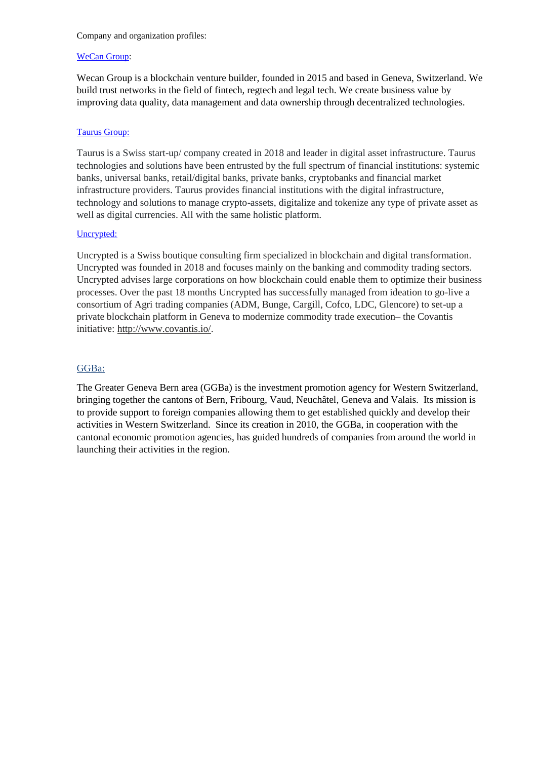Company and organization profiles:

[WeCan Group]:

Wecan Group is a blockchain venture builder, founded in 2015 and based in Geneva, Switzerland. We build trust networks in the field of fintech, regtech and legal tech. We create business value by improving data quality, data management and data ownership through decentralized technologies.

[Taurus Group:]

Taurus is a Swiss start-up/ company created in 2018 and leader in digital asset infrastructure. Taurus technologies and solutions have been entrusted by the full spectrum of financial institutions: systemic banks, universal banks, retail/digital banks, private banks, cryptobanks and financial market infrastructure providers. Taurus provides financial institutions with the digital infrastructure, technology and solutions to manage crypto-assets, digitalize and tokenize any type of private asset as well as digital currencies. All with the same holistic platform.

[Uncrypted:]

Uncrypted is a Swiss boutique consulting firm specialized in blockchain and digital transformation. Uncrypted was founded in 2018 and focuses mainly on the banking and commodity trading sectors. Uncrypted advises large corporations on how blockchain could enable them to optimize their business processes. Over the past 18 months Uncrypted has successfully managed from ideation to go-live a consortium of Agri trading companies (ADM, Bunge, Cargill, Cofco, LDC, Glencore) to set-up a private blockchain platform in Geneva to modernize commodity trade execution– the Covantis initiative: http://www.covantis.io/.

[GGBa:]

The Greater Geneva Bern area (GGBa) is the investment promotion agency for Western Switzerland, bringing together the cantons of Bern, Fribourg, Vaud, Neuchâtel, Geneva and Valais. Its mission is to provide support to foreign companies allowing them to get established quickly and develop their activities in Western Switzerland. Since its creation in 2010, the GGBa, in cooperation with the cantonal economic promotion agencies, has guided hundreds of companies from around the world in launching their activities in the region.